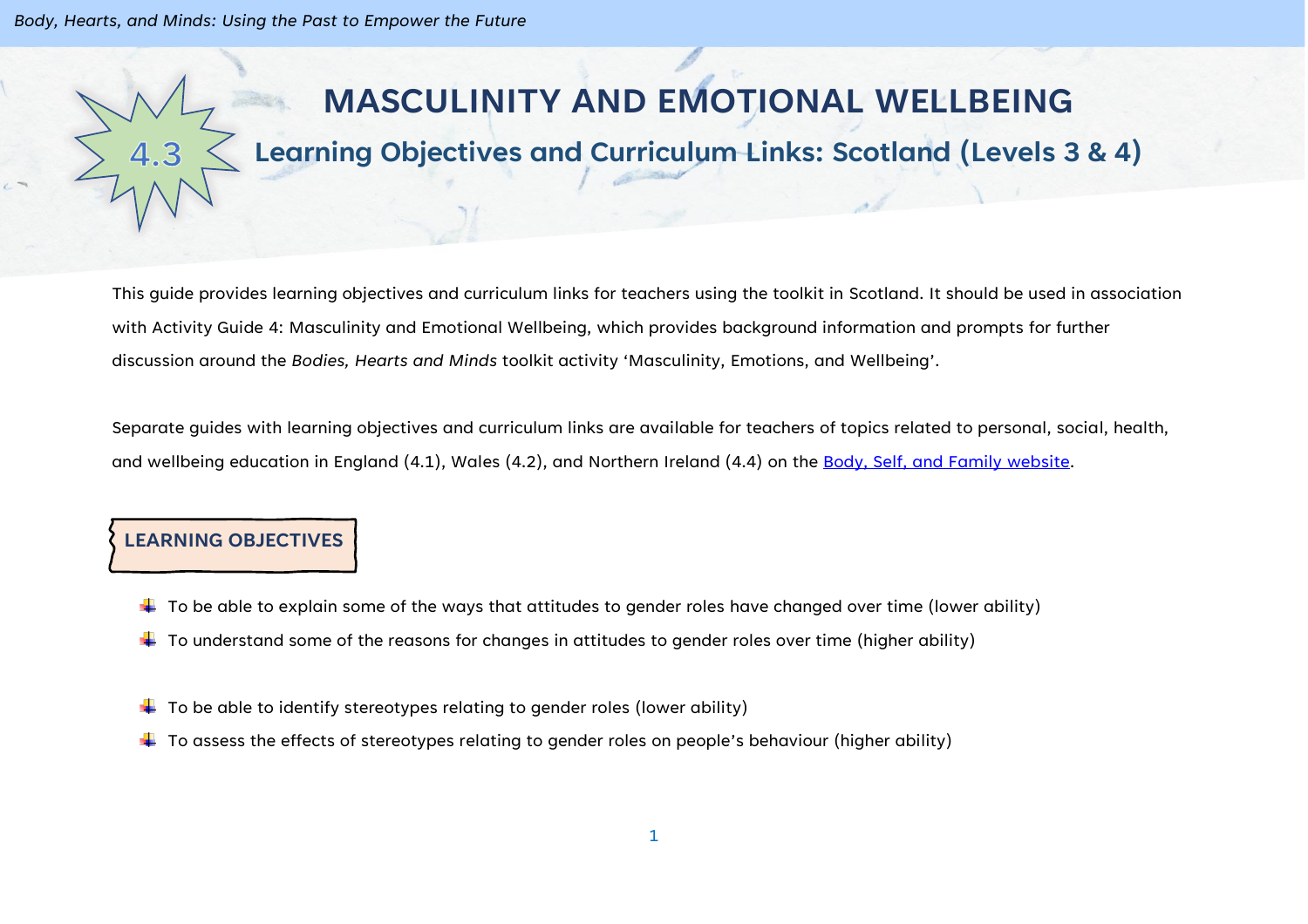# 4.3 MASCULINITY AND EMOTIONAL WELLBEING

## Learning Objectives and Curriculum Links: Scotland (Levels 3 & 4)

This guide provides learning objectives and curriculum links for teachers using the toolkit in Scotland. It should be used in association with Activity Guide 4: Masculinity and Emotional Wellbeing, which provides background information and prompts for further discussion around the *Bodies, Hearts and Minds* toolkit activity 'Masculinity, Emotions, and Wellbeing'.

Separate guides with learning objectives and curriculum links are available for teachers of topics related to personal, social, health, and wellbeing education in England (4.1), Wales (4.2), and Northern Ireland (4.4) on the Body, Self, and Family website.

### LEARNING OBJECTIVES

- To be able to explain some of the ways that attitudes to gender roles have changed over time (lower ability)
- To understand some of the reasons for changes in attitudes to gender roles over time (higher ability)

- To be able to identify stereotypes relating to gender roles (lower ability)
- To assess the effects of stereotypes relating to gender roles on people's behaviour (higher ability)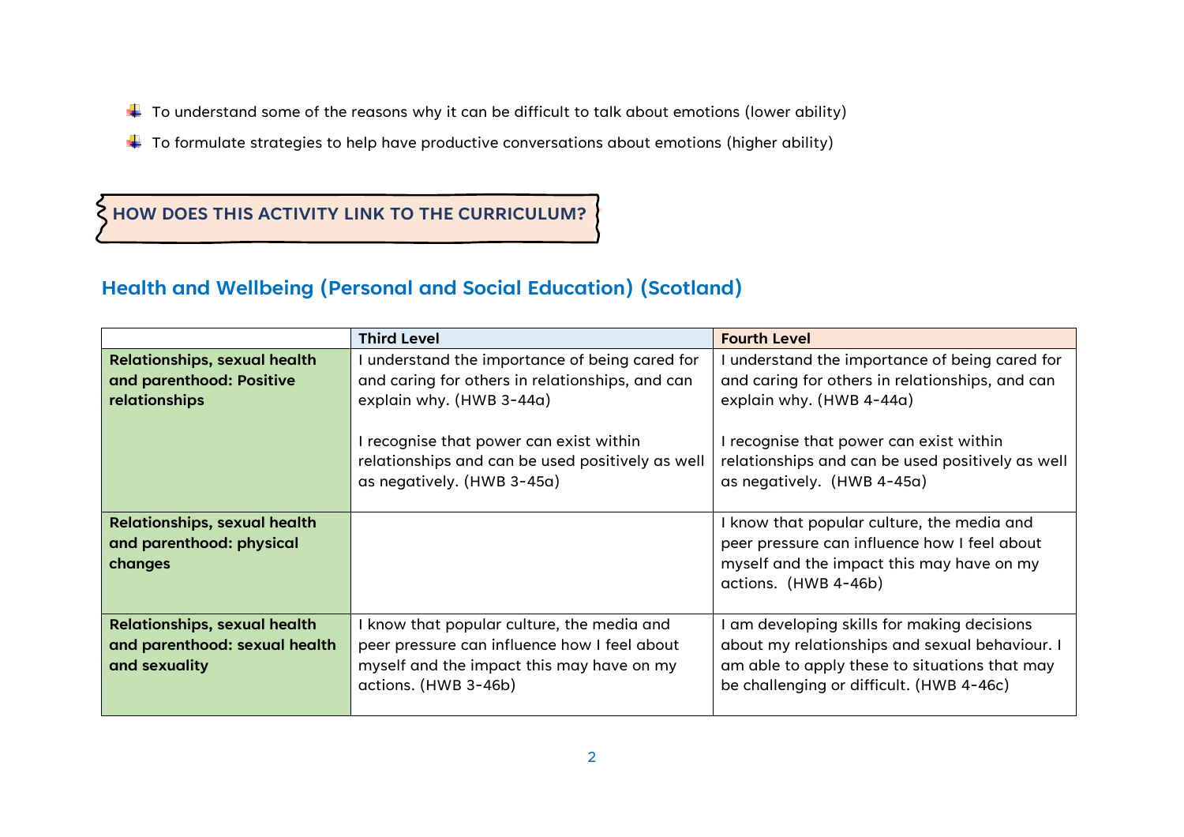- To understand some of the reasons why it can be difficult to talk about emotions (lower ability)
- To formulate strategies to help have productive conversations about emotions (higher ability)

## HOW DOES THIS ACTIVITY LINK TO THE CURRICULUM?

### Health and Wellbeing (Personal and Social Education) (Scotland)

| | Third Level | Fourth Level |
|---|---|---|
| **Relationships, sexual health and parenthood: Positive relationships** | I understand the importance of being cared for and caring for others in relationships, and can explain why. (HWB 3-44a)<br><br>I recognise that power can exist within relationships and can be used positively as well as negatively. (HWB 3-45a) | I understand the importance of being cared for and caring for others in relationships, and can explain why. (HWB 4-44a)<br><br>I recognise that power can exist within relationships and can be used positively as well as negatively. (HWB 4-45a) |
| **Relationships, sexual health and parenthood: physical changes** | | I know that popular culture, the media and peer pressure can influence how I feel about myself and the impact this may have on my actions. (HWB 4-46b) |
| **Relationships, sexual health and parenthood: sexual health and sexuality** | I know that popular culture, the media and peer pressure can influence how I feel about myself and the impact this may have on my actions. (HWB 3-46b) | I am developing skills for making decisions about my relationships and sexual behaviour. I am able to apply these to situations that may be challenging or difficult. (HWB 4-46c) |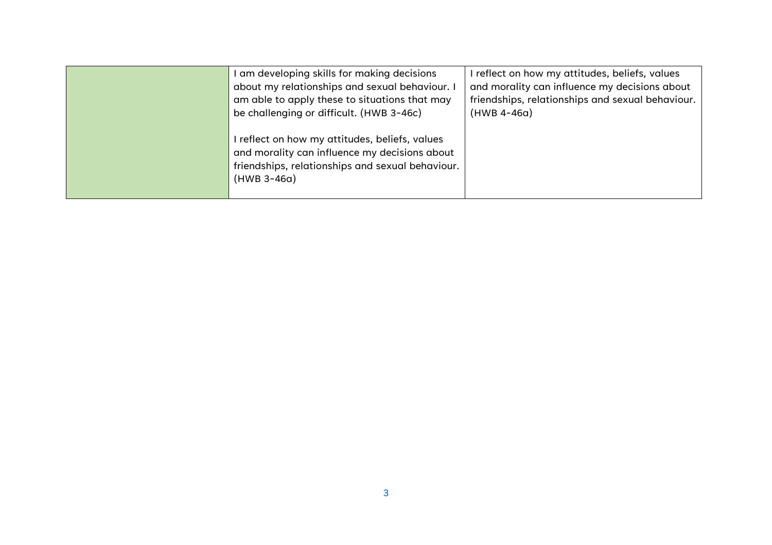| | | |
|---|---|---|
| | I am developing skills for making decisions about my relationships and sexual behaviour. I am able to apply these to situations that may be challenging or difficult. (HWB 3-46c)<br><br>I reflect on how my attitudes, beliefs, values and morality can influence my decisions about friendships, relationships and sexual behaviour. (HWB 3-46a) | I reflect on how my attitudes, beliefs, values and morality can influence my decisions about friendships, relationships and sexual behaviour. (HWB 4-46a) |